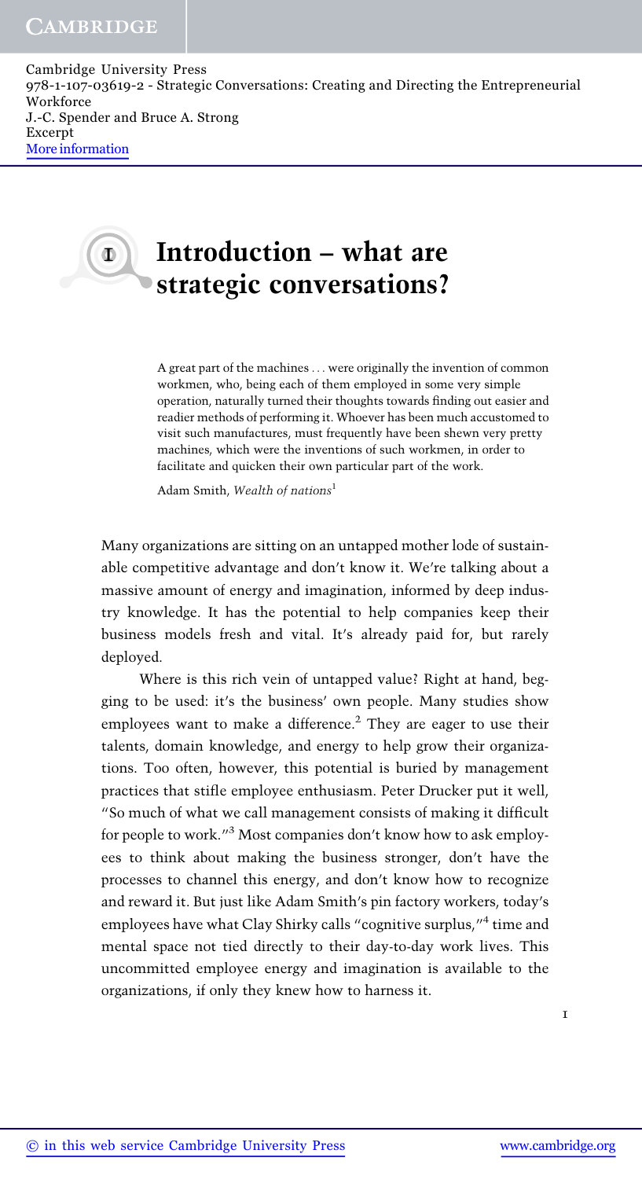# 1 Introduction – what are strategic conversations?

> A great part of the machines . . . were originally the invention of common workmen, who, being each of them employed in some very simple operation, naturally turned their thoughts towards finding out easier and readier methods of performing it. Whoever has been much accustomed to visit such manufactures, must frequently have been shewn very pretty machines, which were the inventions of such workmen, in order to facilitate and quicken their own particular part of the work.
>
> Adam Smith, *Wealth of nations*[1]

Many organizations are sitting on an untapped mother lode of sustainable competitive advantage and don't know it. We're talking about a massive amount of energy and imagination, informed by deep industry knowledge. It has the potential to help companies keep their business models fresh and vital. It's already paid for, but rarely deployed.

Where is this rich vein of untapped value? Right at hand, begging to be used: it's the business' own people. Many studies show employees want to make a difference.[2] They are eager to use their talents, domain knowledge, and energy to help grow their organizations. Too often, however, this potential is buried by management practices that stifle employee enthusiasm. Peter Drucker put it well, "So much of what we call management consists of making it difficult for people to work."[3] Most companies don't know how to ask employees to think about making the business stronger, don't have the processes to channel this energy, and don't know how to recognize and reward it. But just like Adam Smith's pin factory workers, today's employees have what Clay Shirky calls "cognitive surplus,"[4] time and mental space not tied directly to their day-to-day work lives. This uncommitted employee energy and imagination is available to the organizations, if only they knew how to harness it.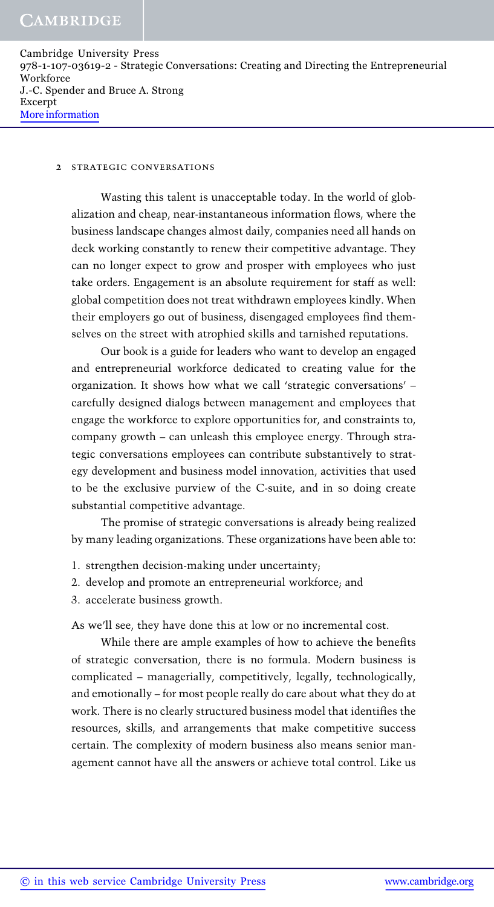Wasting this talent is unacceptable today. In the world of globalization and cheap, near-instantaneous information flows, where the business landscape changes almost daily, companies need all hands on deck working constantly to renew their competitive advantage. They can no longer expect to grow and prosper with employees who just take orders. Engagement is an absolute requirement for staff as well: global competition does not treat withdrawn employees kindly. When their employers go out of business, disengaged employees find themselves on the street with atrophied skills and tarnished reputations.

Our book is a guide for leaders who want to develop an engaged and entrepreneurial workforce dedicated to creating value for the organization. It shows how what we call 'strategic conversations' – carefully designed dialogs between management and employees that engage the workforce to explore opportunities for, and constraints to, company growth – can unleash this employee energy. Through strategic conversations employees can contribute substantively to strategy development and business model innovation, activities that used to be the exclusive purview of the C-suite, and in so doing create substantial competitive advantage.

The promise of strategic conversations is already being realized by many leading organizations. These organizations have been able to:

1. strengthen decision-making under uncertainty;
2. develop and promote an entrepreneurial workforce; and
3. accelerate business growth.

As we'll see, they have done this at low or no incremental cost.

While there are ample examples of how to achieve the benefits of strategic conversation, there is no formula. Modern business is complicated – managerially, competitively, legally, technologically, and emotionally – for most people really do care about what they do at work. There is no clearly structured business model that identifies the resources, skills, and arrangements that make competitive success certain. The complexity of modern business also means senior management cannot have all the answers or achieve total control. Like us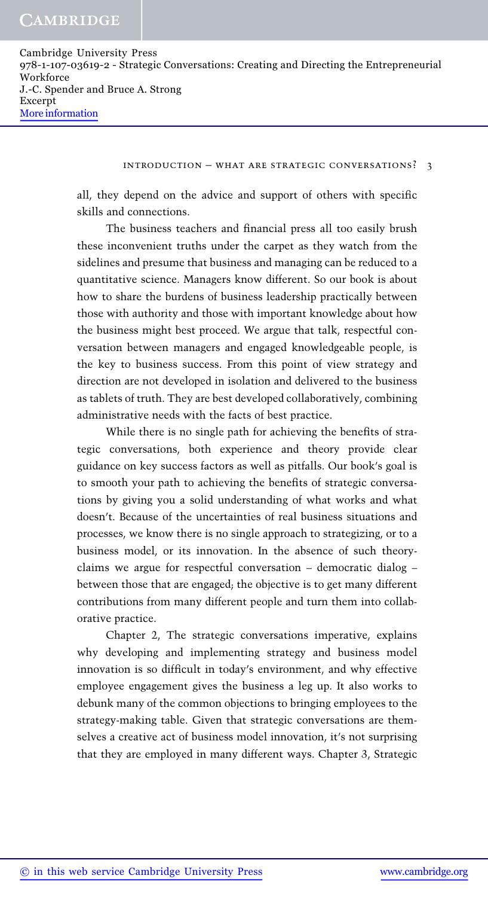all, they depend on the advice and support of others with specific skills and connections.

The business teachers and financial press all too easily brush these inconvenient truths under the carpet as they watch from the sidelines and presume that business and managing can be reduced to a quantitative science. Managers know different. So our book is about how to share the burdens of business leadership practically between those with authority and those with important knowledge about how the business might best proceed. We argue that talk, respectful conversation between managers and engaged knowledgeable people, is the key to business success. From this point of view strategy and direction are not developed in isolation and delivered to the business as tablets of truth. They are best developed collaboratively, combining administrative needs with the facts of best practice.

While there is no single path for achieving the benefits of strategic conversations, both experience and theory provide clear guidance on key success factors as well as pitfalls. Our book's goal is to smooth your path to achieving the benefits of strategic conversations by giving you a solid understanding of what works and what doesn't. Because of the uncertainties of real business situations and processes, we know there is no single approach to strategizing, or to a business model, or its innovation. In the absence of such theory-claims we argue for respectful conversation – democratic dialog – between those that are engaged; the objective is to get many different contributions from many different people and turn them into collaborative practice.

Chapter 2, The strategic conversations imperative, explains why developing and implementing strategy and business model innovation is so difficult in today's environment, and why effective employee engagement gives the business a leg up. It also works to debunk many of the common objections to bringing employees to the strategy-making table. Given that strategic conversations are themselves a creative act of business model innovation, it's not surprising that they are employed in many different ways. Chapter 3, Strategic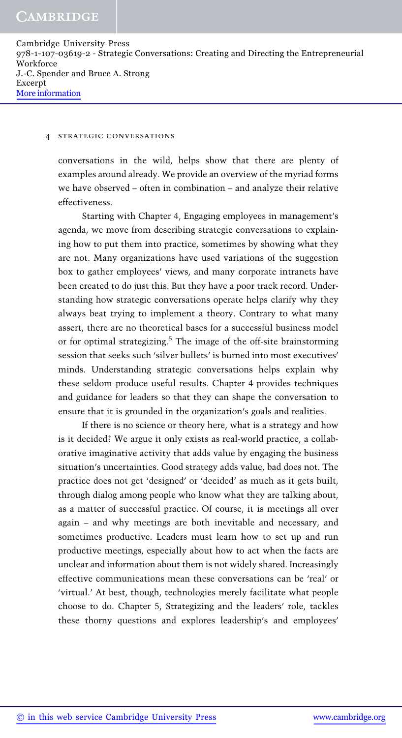conversations in the wild, helps show that there are plenty of examples around already. We provide an overview of the myriad forms we have observed – often in combination – and analyze their relative effectiveness.

Starting with Chapter 4, Engaging employees in management's agenda, we move from describing strategic conversations to explaining how to put them into practice, sometimes by showing what they are not. Many organizations have used variations of the suggestion box to gather employees' views, and many corporate intranets have been created to do just this. But they have a poor track record. Understanding how strategic conversations operate helps clarify why they always beat trying to implement a theory. Contrary to what many assert, there are no theoretical bases for a successful business model or for optimal strategizing.[5] The image of the off-site brainstorming session that seeks such 'silver bullets' is burned into most executives' minds. Understanding strategic conversations helps explain why these seldom produce useful results. Chapter 4 provides techniques and guidance for leaders so that they can shape the conversation to ensure that it is grounded in the organization's goals and realities.

If there is no science or theory here, what is a strategy and how is it decided? We argue it only exists as real-world practice, a collaborative imaginative activity that adds value by engaging the business situation's uncertainties. Good strategy adds value, bad does not. The practice does not get 'designed' or 'decided' as much as it gets built, through dialog among people who know what they are talking about, as a matter of successful practice. Of course, it is meetings all over again – and why meetings are both inevitable and necessary, and sometimes productive. Leaders must learn how to set up and run productive meetings, especially about how to act when the facts are unclear and information about them is not widely shared. Increasingly effective communications mean these conversations can be 'real' or 'virtual.' At best, though, technologies merely facilitate what people choose to do. Chapter 5, Strategizing and the leaders' role, tackles these thorny questions and explores leadership's and employees'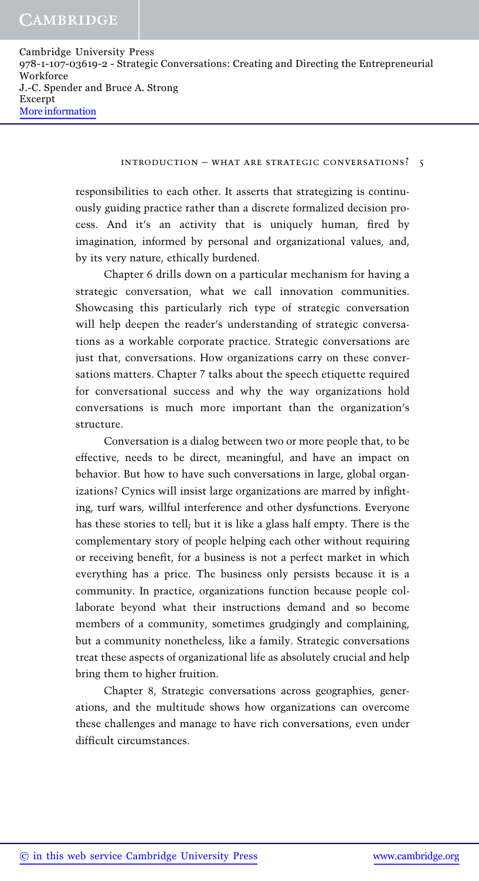responsibilities to each other. It asserts that strategizing is continuously guiding practice rather than a discrete formalized decision process. And it's an activity that is uniquely human, fired by imagination, informed by personal and organizational values, and, by its very nature, ethically burdened.

Chapter 6 drills down on a particular mechanism for having a strategic conversation, what we call innovation communities. Showcasing this particularly rich type of strategic conversation will help deepen the reader's understanding of strategic conversations as a workable corporate practice. Strategic conversations are just that, conversations. How organizations carry on these conversations matters. Chapter 7 talks about the speech etiquette required for conversational success and why the way organizations hold conversations is much more important than the organization's structure.

Conversation is a dialog between two or more people that, to be effective, needs to be direct, meaningful, and have an impact on behavior. But how to have such conversations in large, global organizations? Cynics will insist large organizations are marred by infighting, turf wars, willful interference and other dysfunctions. Everyone has these stories to tell; but it is like a glass half empty. There is the complementary story of people helping each other without requiring or receiving benefit, for a business is not a perfect market in which everything has a price. The business only persists because it is a community. In practice, organizations function because people collaborate beyond what their instructions demand and so become members of a community, sometimes grudgingly and complaining, but a community nonetheless, like a family. Strategic conversations treat these aspects of organizational life as absolutely crucial and help bring them to higher fruition.

Chapter 8, Strategic conversations across geographies, generations, and the multitude shows how organizations can overcome these challenges and manage to have rich conversations, even under difficult circumstances.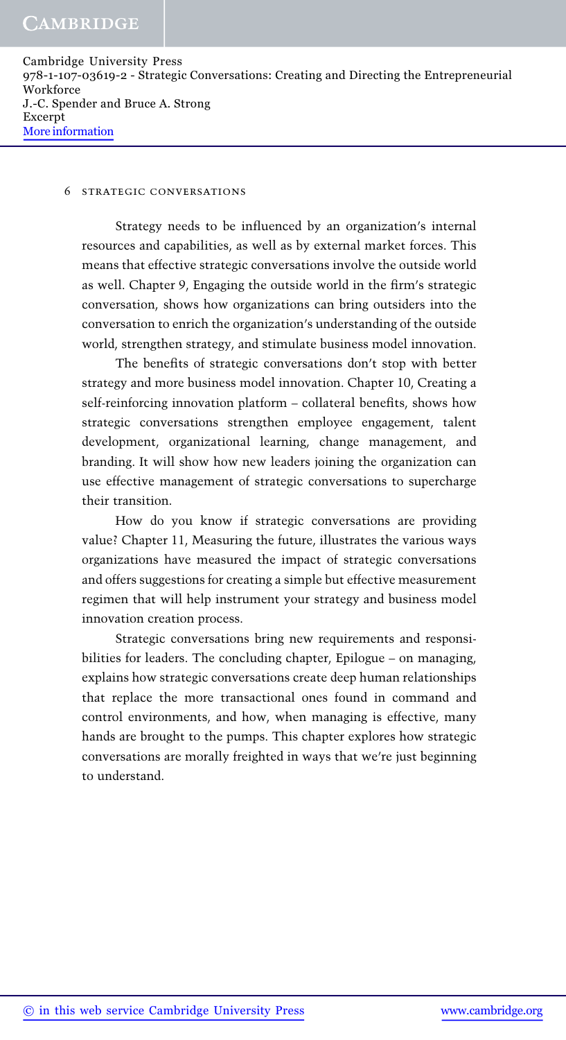Strategy needs to be influenced by an organization's internal resources and capabilities, as well as by external market forces. This means that effective strategic conversations involve the outside world as well. Chapter 9, Engaging the outside world in the firm's strategic conversation, shows how organizations can bring outsiders into the conversation to enrich the organization's understanding of the outside world, strengthen strategy, and stimulate business model innovation.

The benefits of strategic conversations don't stop with better strategy and more business model innovation. Chapter 10, Creating a self-reinforcing innovation platform – collateral benefits, shows how strategic conversations strengthen employee engagement, talent development, organizational learning, change management, and branding. It will show how new leaders joining the organization can use effective management of strategic conversations to supercharge their transition.

How do you know if strategic conversations are providing value? Chapter 11, Measuring the future, illustrates the various ways organizations have measured the impact of strategic conversations and offers suggestions for creating a simple but effective measurement regimen that will help instrument your strategy and business model innovation creation process.

Strategic conversations bring new requirements and responsibilities for leaders. The concluding chapter, Epilogue – on managing, explains how strategic conversations create deep human relationships that replace the more transactional ones found in command and control environments, and how, when managing is effective, many hands are brought to the pumps. This chapter explores how strategic conversations are morally freighted in ways that we're just beginning to understand.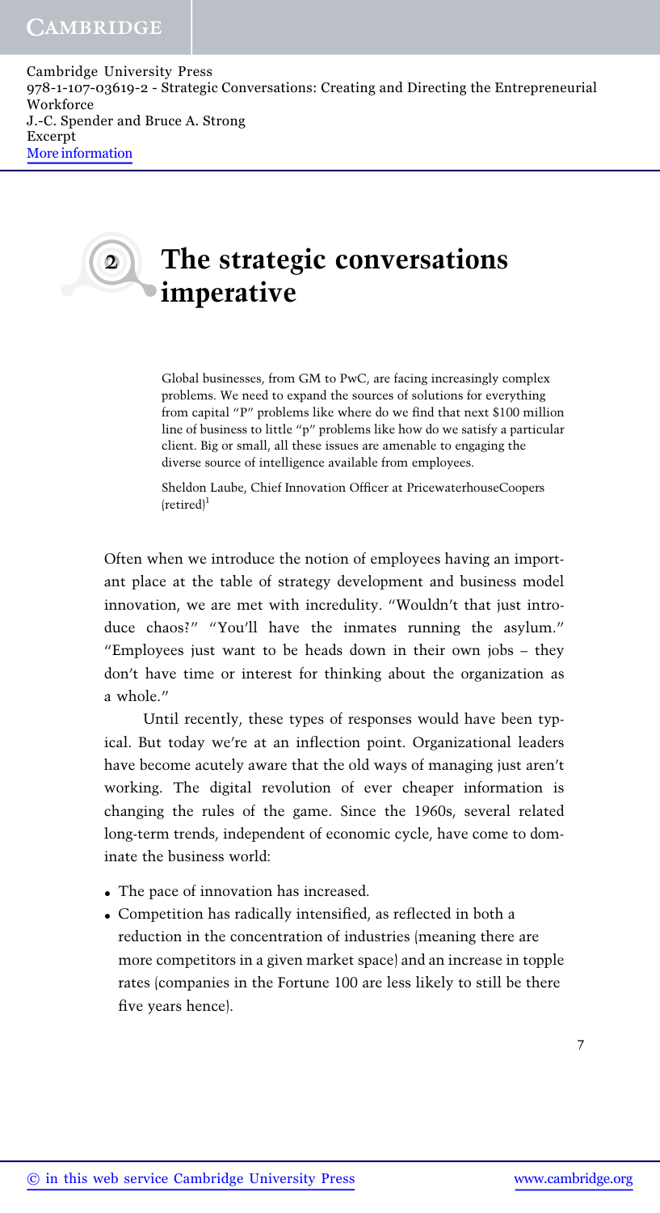# 2 The strategic conversations imperative

> Global businesses, from GM to PwC, are facing increasingly complex problems. We need to expand the sources of solutions for everything from capital "P" problems like where do we find that next $100 million line of business to little "p" problems like how do we satisfy a particular client. Big or small, all these issues are amenable to engaging the diverse source of intelligence available from employees.
>
> Sheldon Laube, Chief Innovation Officer at PricewaterhouseCoopers (retired)[1]

Often when we introduce the notion of employees having an important place at the table of strategy development and business model innovation, we are met with incredulity. "Wouldn't that just introduce chaos?" "You'll have the inmates running the asylum." "Employees just want to be heads down in their own jobs – they don't have time or interest for thinking about the organization as a whole."

Until recently, these types of responses would have been typical. But today we're at an inflection point. Organizational leaders have become acutely aware that the old ways of managing just aren't working. The digital revolution of ever cheaper information is changing the rules of the game. Since the 1960s, several related long-term trends, independent of economic cycle, have come to dominate the business world:

- The pace of innovation has increased.
- Competition has radically intensified, as reflected in both a reduction in the concentration of industries (meaning there are more competitors in a given market space) and an increase in topple rates (companies in the Fortune 100 are less likely to still be there five years hence).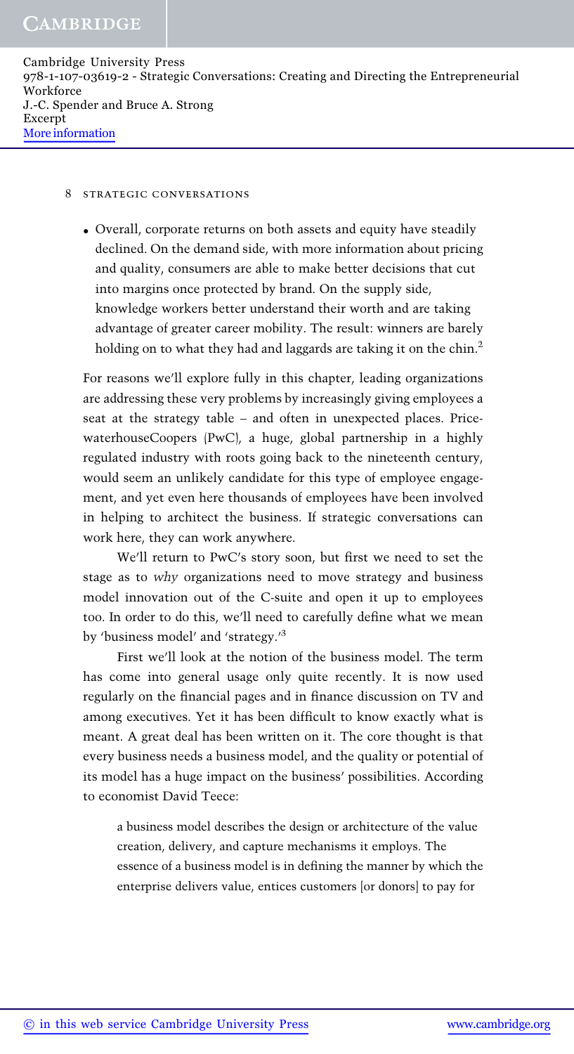- Overall, corporate returns on both assets and equity have steadily declined. On the demand side, with more information about pricing and quality, consumers are able to make better decisions that cut into margins once protected by brand. On the supply side, knowledge workers better understand their worth and are taking advantage of greater career mobility. The result: winners are barely holding on to what they had and laggards are taking it on the chin.[2]

For reasons we'll explore fully in this chapter, leading organizations are addressing these very problems by increasingly giving employees a seat at the strategy table – and often in unexpected places. PricewaterhouseCoopers (PwC), a huge, global partnership in a highly regulated industry with roots going back to the nineteenth century, would seem an unlikely candidate for this type of employee engagement, and yet even here thousands of employees have been involved in helping to architect the business. If strategic conversations can work here, they can work anywhere.

We'll return to PwC's story soon, but first we need to set the stage as to *why* organizations need to move strategy and business model innovation out of the C-suite and open it up to employees too. In order to do this, we'll need to carefully define what we mean by 'business model' and 'strategy.'[3]

First we'll look at the notion of the business model. The term has come into general usage only quite recently. It is now used regularly on the financial pages and in finance discussion on TV and among executives. Yet it has been difficult to know exactly what is meant. A great deal has been written on it. The core thought is that every business needs a business model, and the quality or potential of its model has a huge impact on the business' possibilities. According to economist David Teece:

> a business model describes the design or architecture of the value creation, delivery, and capture mechanisms it employs. The essence of a business model is in defining the manner by which the enterprise delivers value, entices customers [or donors] to pay for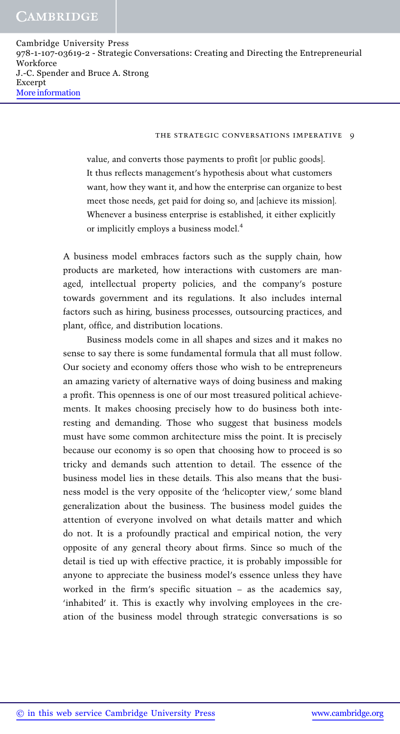> value, and converts those payments to profit [or public goods]. It thus reflects management's hypothesis about what customers want, how they want it, and how the enterprise can organize to best meet those needs, get paid for doing so, and [achieve its mission]. Whenever a business enterprise is established, it either explicitly or implicitly employs a business model.[4]

A business model embraces factors such as the supply chain, how products are marketed, how interactions with customers are managed, intellectual property policies, and the company's posture towards government and its regulations. It also includes internal factors such as hiring, business processes, outsourcing practices, and plant, office, and distribution locations.

Business models come in all shapes and sizes and it makes no sense to say there is some fundamental formula that all must follow. Our society and economy offers those who wish to be entrepreneurs an amazing variety of alternative ways of doing business and making a profit. This openness is one of our most treasured political achievements. It makes choosing precisely how to do business both interesting and demanding. Those who suggest that business models must have some common architecture miss the point. It is precisely because our economy is so open that choosing how to proceed is so tricky and demands such attention to detail. The essence of the business model lies in these details. This also means that the business model is the very opposite of the 'helicopter view,' some bland generalization about the business. The business model guides the attention of everyone involved on what details matter and which do not. It is a profoundly practical and empirical notion, the very opposite of any general theory about firms. Since so much of the detail is tied up with effective practice, it is probably impossible for anyone to appreciate the business model's essence unless they have worked in the firm's specific situation – as the academics say, 'inhabited' it. This is exactly why involving employees in the creation of the business model through strategic conversations is so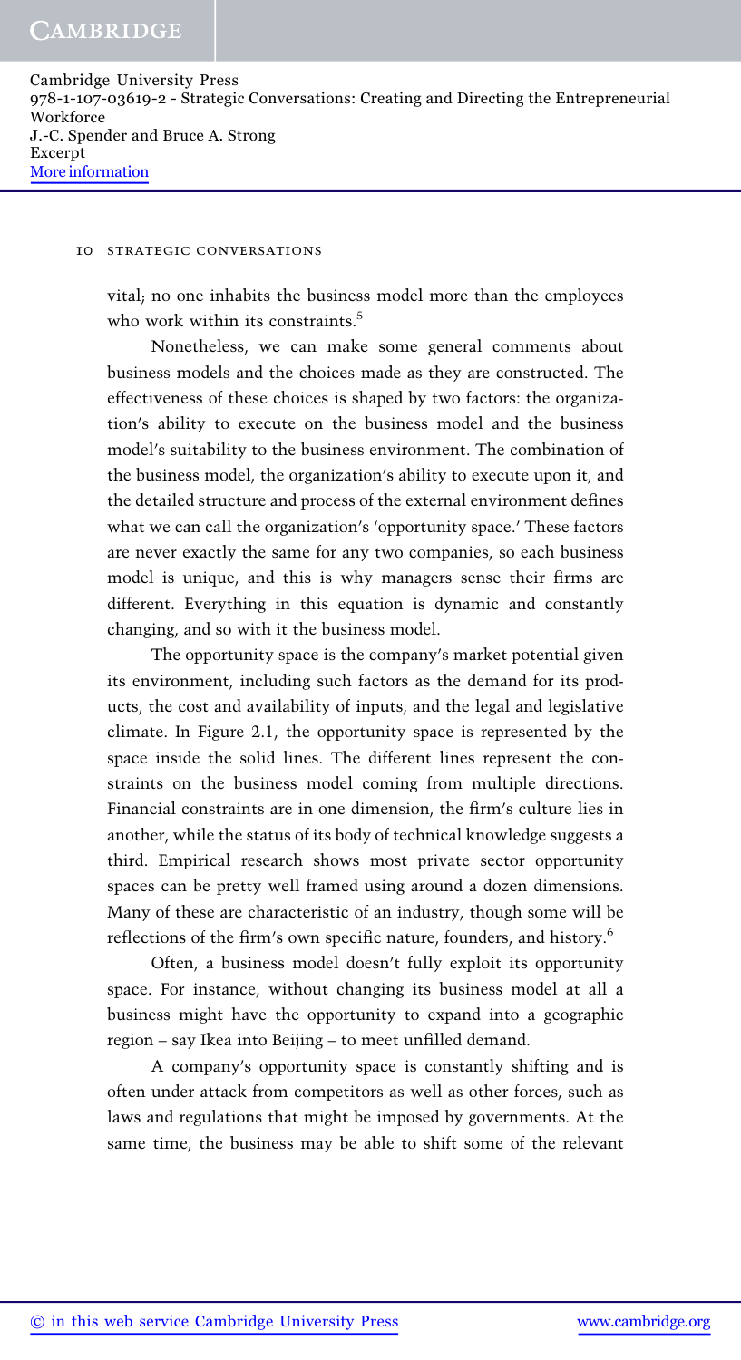vital; no one inhabits the business model more than the employees who work within its constraints.[5]

Nonetheless, we can make some general comments about business models and the choices made as they are constructed. The effectiveness of these choices is shaped by two factors: the organization's ability to execute on the business model and the business model's suitability to the business environment. The combination of the business model, the organization's ability to execute upon it, and the detailed structure and process of the external environment defines what we can call the organization's 'opportunity space.' These factors are never exactly the same for any two companies, so each business model is unique, and this is why managers sense their firms are different. Everything in this equation is dynamic and constantly changing, and so with it the business model.

The opportunity space is the company's market potential given its environment, including such factors as the demand for its products, the cost and availability of inputs, and the legal and legislative climate. In Figure 2.1, the opportunity space is represented by the space inside the solid lines. The different lines represent the constraints on the business model coming from multiple directions. Financial constraints are in one dimension, the firm's culture lies in another, while the status of its body of technical knowledge suggests a third. Empirical research shows most private sector opportunity spaces can be pretty well framed using around a dozen dimensions. Many of these are characteristic of an industry, though some will be reflections of the firm's own specific nature, founders, and history.[6]

Often, a business model doesn't fully exploit its opportunity space. For instance, without changing its business model at all a business might have the opportunity to expand into a geographic region – say Ikea into Beijing – to meet unfilled demand.

A company's opportunity space is constantly shifting and is often under attack from competitors as well as other forces, such as laws and regulations that might be imposed by governments. At the same time, the business may be able to shift some of the relevant